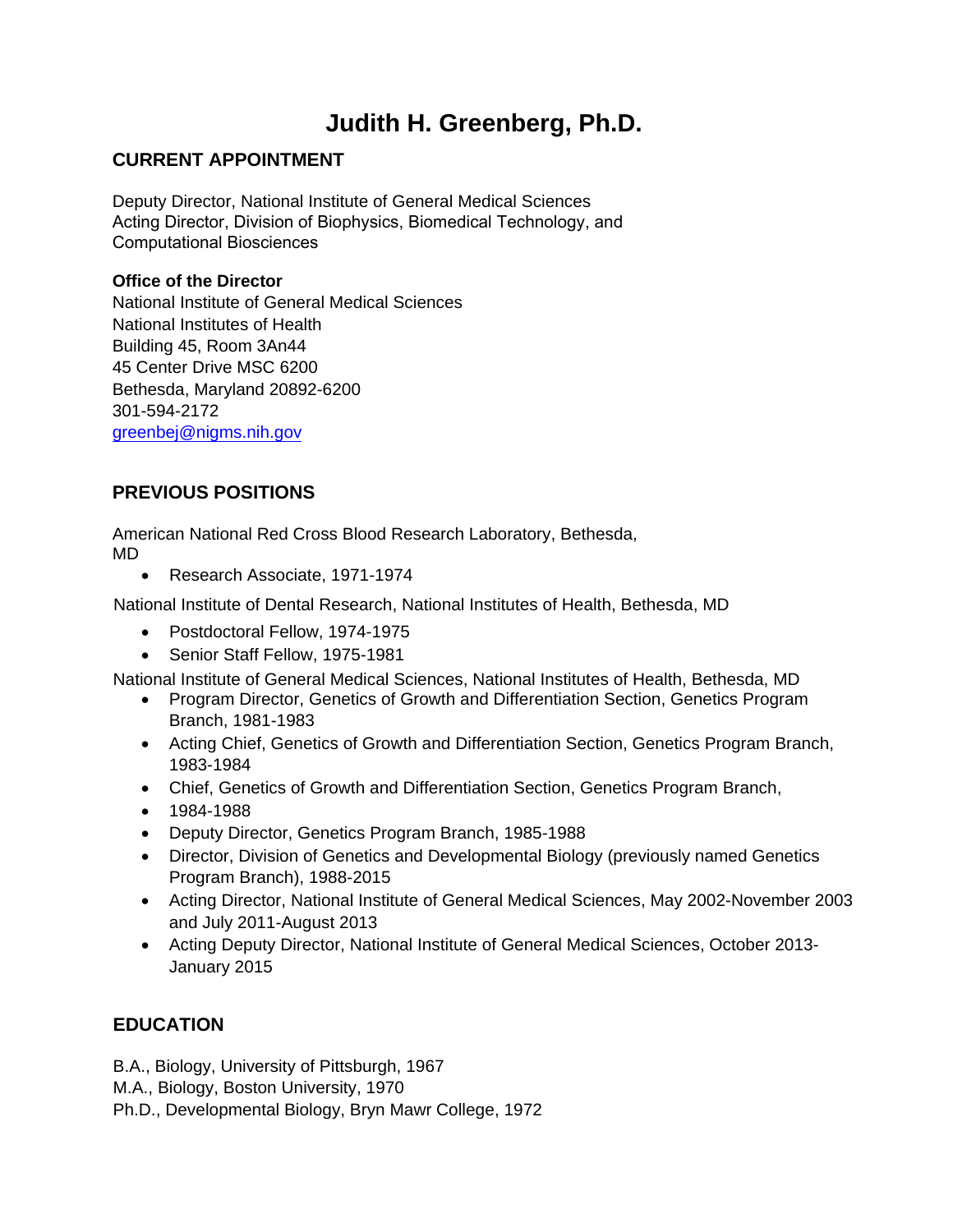# Judith H. Greenberg, Ph.D.

## CURRENT APPOINTMENT

Deputy Director, National Institute of General Medical Sciences
Acting Director, Division of Biophysics, Biomedical Technology, and Computational Biosciences

**Office of the Director**
National Institute of General Medical Sciences
National Institutes of Health
Building 45, Room 3An44
45 Center Drive MSC 6200
Bethesda, Maryland 20892-6200
301-594-2172
greenbej@nigms.nih.gov

## PREVIOUS POSITIONS

American National Red Cross Blood Research Laboratory, Bethesda, MD

- Research Associate, 1971-1974

National Institute of Dental Research, National Institutes of Health, Bethesda, MD

- Postdoctoral Fellow, 1974-1975
- Senior Staff Fellow, 1975-1981

National Institute of General Medical Sciences, National Institutes of Health, Bethesda, MD

- Program Director, Genetics of Growth and Differentiation Section, Genetics Program Branch, 1981-1983
- Acting Chief, Genetics of Growth and Differentiation Section, Genetics Program Branch, 1983-1984
- Chief, Genetics of Growth and Differentiation Section, Genetics Program Branch,
- 1984-1988
- Deputy Director, Genetics Program Branch, 1985-1988
- Director, Division of Genetics and Developmental Biology (previously named Genetics Program Branch), 1988-2015
- Acting Director, National Institute of General Medical Sciences, May 2002-November 2003 and July 2011-August 2013
- Acting Deputy Director, National Institute of General Medical Sciences, October 2013-January 2015

## EDUCATION

B.A., Biology, University of Pittsburgh, 1967
M.A., Biology, Boston University, 1970
Ph.D., Developmental Biology, Bryn Mawr College, 1972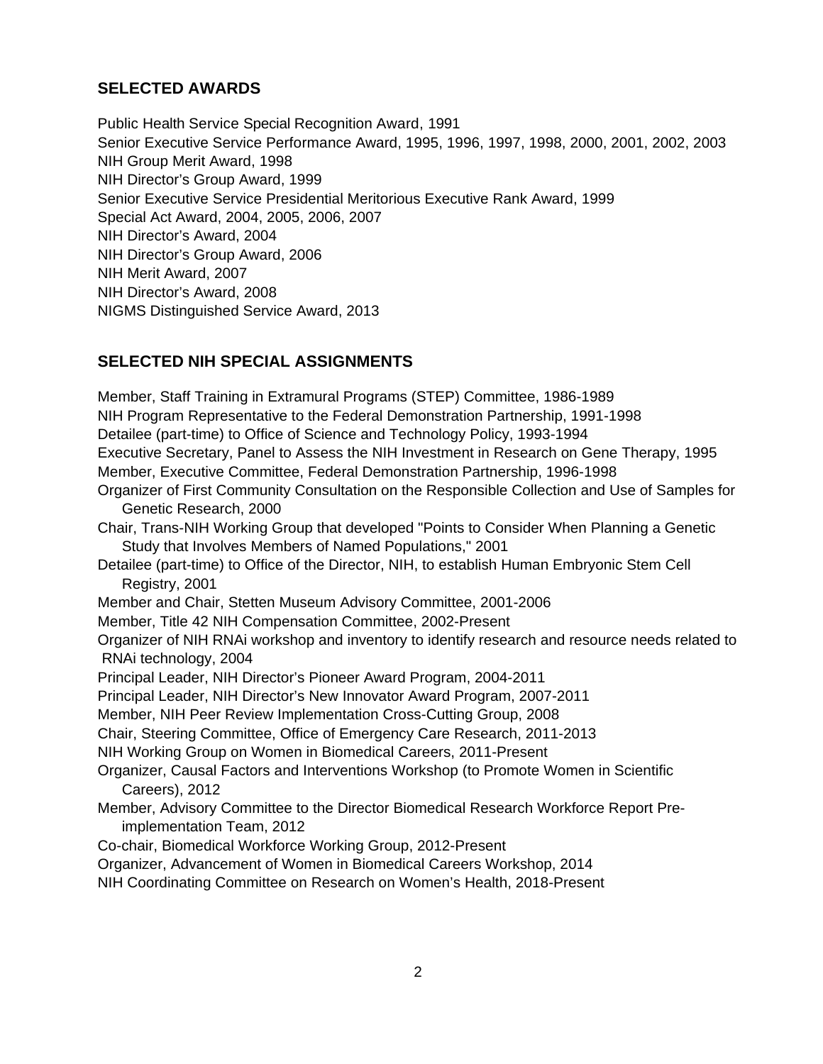## SELECTED AWARDS

Public Health Service Special Recognition Award, 1991
Senior Executive Service Performance Award, 1995, 1996, 1997, 1998, 2000, 2001, 2002, 2003
NIH Group Merit Award, 1998
NIH Director's Group Award, 1999
Senior Executive Service Presidential Meritorious Executive Rank Award, 1999
Special Act Award, 2004, 2005, 2006, 2007
NIH Director's Award, 2004
NIH Director's Group Award, 2006
NIH Merit Award, 2007
NIH Director's Award, 2008
NIGMS Distinguished Service Award, 2013

## SELECTED NIH SPECIAL ASSIGNMENTS

Member, Staff Training in Extramural Programs (STEP) Committee, 1986-1989
NIH Program Representative to the Federal Demonstration Partnership, 1991-1998
Detailee (part-time) to Office of Science and Technology Policy, 1993-1994
Executive Secretary, Panel to Assess the NIH Investment in Research on Gene Therapy, 1995
Member, Executive Committee, Federal Demonstration Partnership, 1996-1998
Organizer of First Community Consultation on the Responsible Collection and Use of Samples for Genetic Research, 2000
Chair, Trans-NIH Working Group that developed "Points to Consider When Planning a Genetic Study that Involves Members of Named Populations," 2001
Detailee (part-time) to Office of the Director, NIH, to establish Human Embryonic Stem Cell Registry, 2001
Member and Chair, Stetten Museum Advisory Committee, 2001-2006
Member, Title 42 NIH Compensation Committee, 2002-Present
Organizer of NIH RNAi workshop and inventory to identify research and resource needs related to RNAi technology, 2004
Principal Leader, NIH Director's Pioneer Award Program, 2004-2011
Principal Leader, NIH Director's New Innovator Award Program, 2007-2011
Member, NIH Peer Review Implementation Cross-Cutting Group, 2008
Chair, Steering Committee, Office of Emergency Care Research, 2011-2013
NIH Working Group on Women in Biomedical Careers, 2011-Present
Organizer, Causal Factors and Interventions Workshop (to Promote Women in Scientific Careers), 2012
Member, Advisory Committee to the Director Biomedical Research Workforce Report Pre-implementation Team, 2012
Co-chair, Biomedical Workforce Working Group, 2012-Present
Organizer, Advancement of Women in Biomedical Careers Workshop, 2014
NIH Coordinating Committee on Research on Women's Health, 2018-Present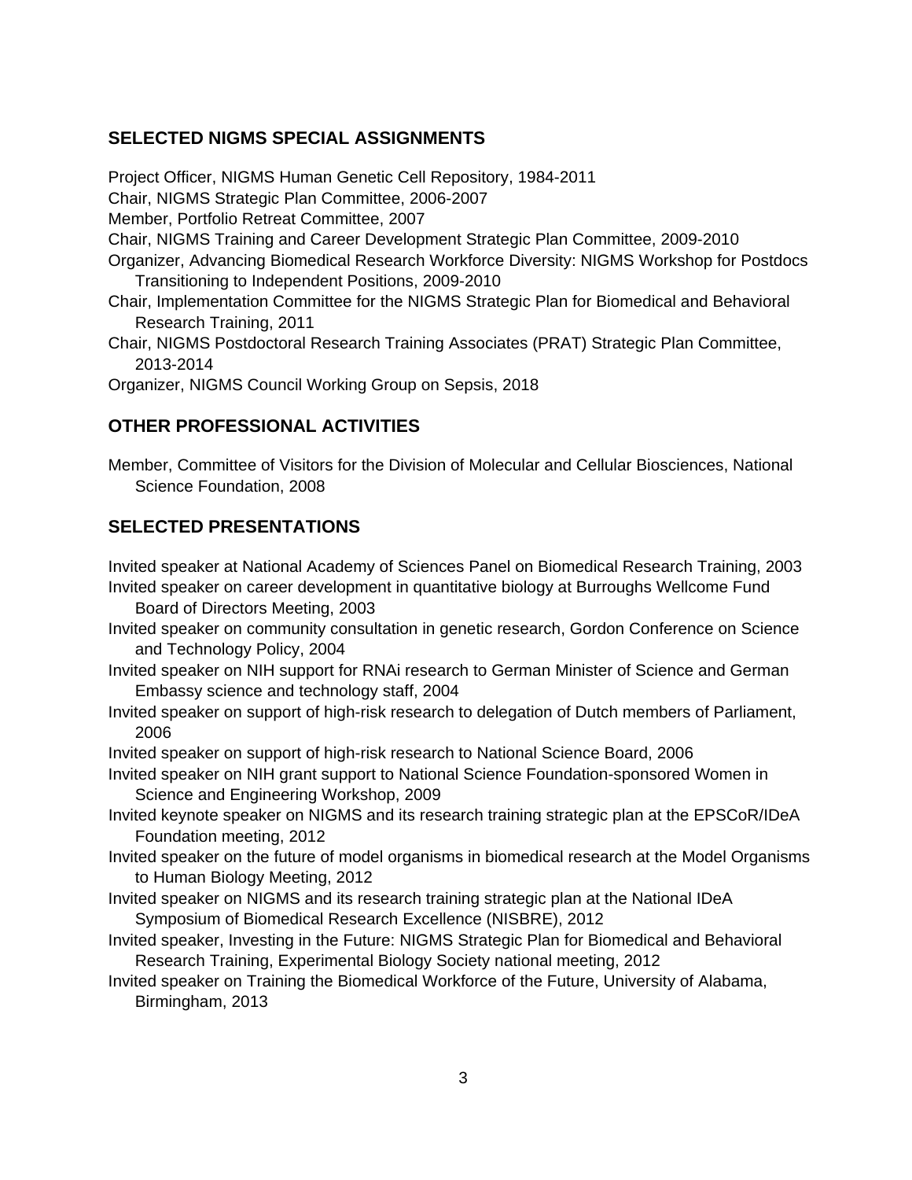## SELECTED NIGMS SPECIAL ASSIGNMENTS

Project Officer, NIGMS Human Genetic Cell Repository, 1984-2011
Chair, NIGMS Strategic Plan Committee, 2006-2007
Member, Portfolio Retreat Committee, 2007
Chair, NIGMS Training and Career Development Strategic Plan Committee, 2009-2010
Organizer, Advancing Biomedical Research Workforce Diversity: NIGMS Workshop for Postdocs Transitioning to Independent Positions, 2009-2010
Chair, Implementation Committee for the NIGMS Strategic Plan for Biomedical and Behavioral Research Training, 2011
Chair, NIGMS Postdoctoral Research Training Associates (PRAT) Strategic Plan Committee, 2013-2014
Organizer, NIGMS Council Working Group on Sepsis, 2018

## OTHER PROFESSIONAL ACTIVITIES

Member, Committee of Visitors for the Division of Molecular and Cellular Biosciences, National Science Foundation, 2008

## SELECTED PRESENTATIONS

Invited speaker at National Academy of Sciences Panel on Biomedical Research Training, 2003
Invited speaker on career development in quantitative biology at Burroughs Wellcome Fund Board of Directors Meeting, 2003
Invited speaker on community consultation in genetic research, Gordon Conference on Science and Technology Policy, 2004
Invited speaker on NIH support for RNAi research to German Minister of Science and German Embassy science and technology staff, 2004
Invited speaker on support of high-risk research to delegation of Dutch members of Parliament, 2006
Invited speaker on support of high-risk research to National Science Board, 2006
Invited speaker on NIH grant support to National Science Foundation-sponsored Women in Science and Engineering Workshop, 2009
Invited keynote speaker on NIGMS and its research training strategic plan at the EPSCoR/IDeA Foundation meeting, 2012
Invited speaker on the future of model organisms in biomedical research at the Model Organisms to Human Biology Meeting, 2012
Invited speaker on NIGMS and its research training strategic plan at the National IDeA Symposium of Biomedical Research Excellence (NISBRE), 2012
Invited speaker, Investing in the Future: NIGMS Strategic Plan for Biomedical and Behavioral Research Training, Experimental Biology Society national meeting, 2012
Invited speaker on Training the Biomedical Workforce of the Future, University of Alabama, Birmingham, 2013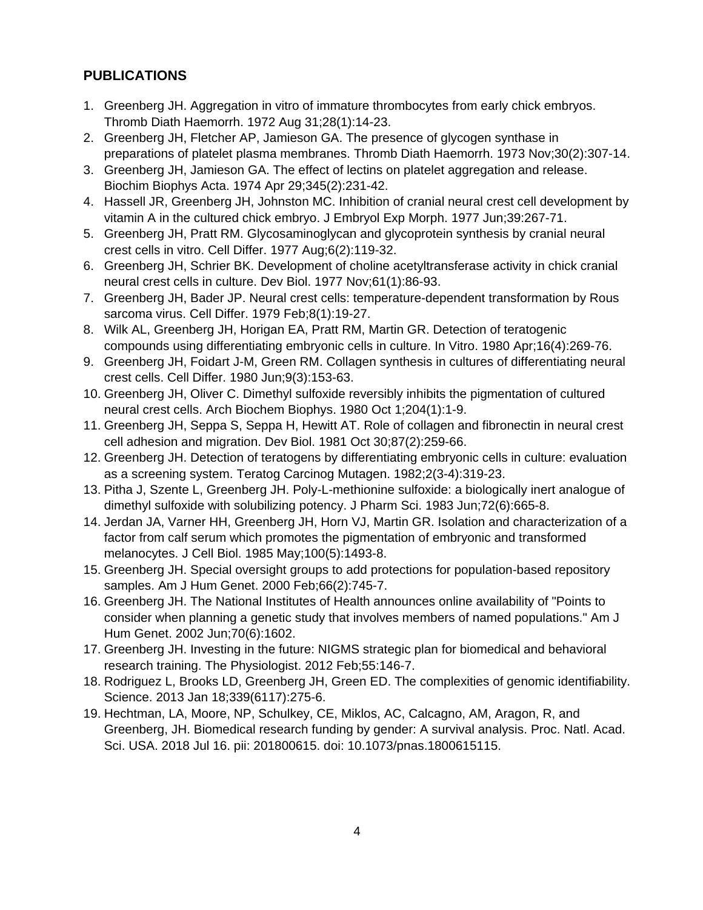## PUBLICATIONS

1. Greenberg JH. Aggregation in vitro of immature thrombocytes from early chick embryos. Thromb Diath Haemorrh. 1972 Aug 31;28(1):14-23.
2. Greenberg JH, Fletcher AP, Jamieson GA. The presence of glycogen synthase in preparations of platelet plasma membranes. Thromb Diath Haemorrh. 1973 Nov;30(2):307-14.
3. Greenberg JH, Jamieson GA. The effect of lectins on platelet aggregation and release. Biochim Biophys Acta. 1974 Apr 29;345(2):231-42.
4. Hassell JR, Greenberg JH, Johnston MC. Inhibition of cranial neural crest cell development by vitamin A in the cultured chick embryo. J Embryol Exp Morph. 1977 Jun;39:267-71.
5. Greenberg JH, Pratt RM. Glycosaminoglycan and glycoprotein synthesis by cranial neural crest cells in vitro. Cell Differ. 1977 Aug;6(2):119-32.
6. Greenberg JH, Schrier BK. Development of choline acetyltransferase activity in chick cranial neural crest cells in culture. Dev Biol. 1977 Nov;61(1):86-93.
7. Greenberg JH, Bader JP. Neural crest cells: temperature-dependent transformation by Rous sarcoma virus. Cell Differ. 1979 Feb;8(1):19-27.
8. Wilk AL, Greenberg JH, Horigan EA, Pratt RM, Martin GR. Detection of teratogenic compounds using differentiating embryonic cells in culture. In Vitro. 1980 Apr;16(4):269-76.
9. Greenberg JH, Foidart J-M, Green RM. Collagen synthesis in cultures of differentiating neural crest cells. Cell Differ. 1980 Jun;9(3):153-63.
10. Greenberg JH, Oliver C. Dimethyl sulfoxide reversibly inhibits the pigmentation of cultured neural crest cells. Arch Biochem Biophys. 1980 Oct 1;204(1):1-9.
11. Greenberg JH, Seppa S, Seppa H, Hewitt AT. Role of collagen and fibronectin in neural crest cell adhesion and migration. Dev Biol. 1981 Oct 30;87(2):259-66.
12. Greenberg JH. Detection of teratogens by differentiating embryonic cells in culture: evaluation as a screening system. Teratog Carcinog Mutagen. 1982;2(3-4):319-23.
13. Pitha J, Szente L, Greenberg JH. Poly-L-methionine sulfoxide: a biologically inert analogue of dimethyl sulfoxide with solubilizing potency. J Pharm Sci. 1983 Jun;72(6):665-8.
14. Jerdan JA, Varner HH, Greenberg JH, Horn VJ, Martin GR. Isolation and characterization of a factor from calf serum which promotes the pigmentation of embryonic and transformed melanocytes. J Cell Biol. 1985 May;100(5):1493-8.
15. Greenberg JH. Special oversight groups to add protections for population-based repository samples. Am J Hum Genet. 2000 Feb;66(2):745-7.
16. Greenberg JH. The National Institutes of Health announces online availability of "Points to consider when planning a genetic study that involves members of named populations." Am J Hum Genet. 2002 Jun;70(6):1602.
17. Greenberg JH. Investing in the future: NIGMS strategic plan for biomedical and behavioral research training. The Physiologist. 2012 Feb;55:146-7.
18. Rodriguez L, Brooks LD, Greenberg JH, Green ED. The complexities of genomic identifiability. Science. 2013 Jan 18;339(6117):275-6.
19. Hechtman, LA, Moore, NP, Schulkey, CE, Miklos, AC, Calcagno, AM, Aragon, R, and Greenberg, JH. Biomedical research funding by gender: A survival analysis. Proc. Natl. Acad. Sci. USA. 2018 Jul 16. pii: 201800615. doi: 10.1073/pnas.1800615115.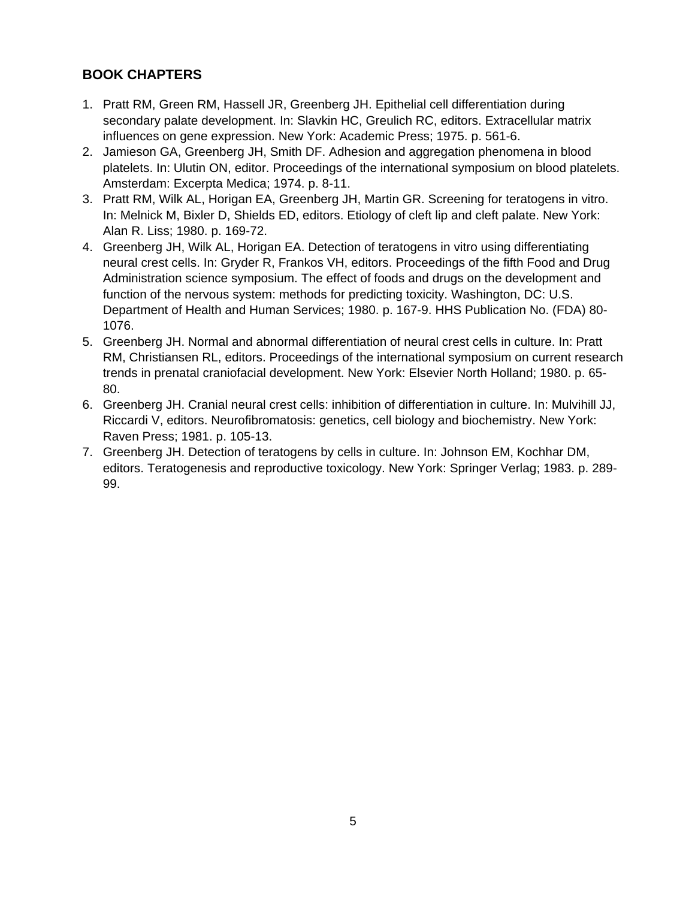## BOOK CHAPTERS

1. Pratt RM, Green RM, Hassell JR, Greenberg JH. Epithelial cell differentiation during secondary palate development. In: Slavkin HC, Greulich RC, editors. Extracellular matrix influences on gene expression. New York: Academic Press; 1975. p. 561-6.
2. Jamieson GA, Greenberg JH, Smith DF. Adhesion and aggregation phenomena in blood platelets. In: Ulutin ON, editor. Proceedings of the international symposium on blood platelets. Amsterdam: Excerpta Medica; 1974. p. 8-11.
3. Pratt RM, Wilk AL, Horigan EA, Greenberg JH, Martin GR. Screening for teratogens in vitro. In: Melnick M, Bixler D, Shields ED, editors. Etiology of cleft lip and cleft palate. New York: Alan R. Liss; 1980. p. 169-72.
4. Greenberg JH, Wilk AL, Horigan EA. Detection of teratogens in vitro using differentiating neural crest cells. In: Gryder R, Frankos VH, editors. Proceedings of the fifth Food and Drug Administration science symposium. The effect of foods and drugs on the development and function of the nervous system: methods for predicting toxicity. Washington, DC: U.S. Department of Health and Human Services; 1980. p. 167-9. HHS Publication No. (FDA) 80-1076.
5. Greenberg JH. Normal and abnormal differentiation of neural crest cells in culture. In: Pratt RM, Christiansen RL, editors. Proceedings of the international symposium on current research trends in prenatal craniofacial development. New York: Elsevier North Holland; 1980. p. 65-80.
6. Greenberg JH. Cranial neural crest cells: inhibition of differentiation in culture. In: Mulvihill JJ, Riccardi V, editors. Neurofibromatosis: genetics, cell biology and biochemistry. New York: Raven Press; 1981. p. 105-13.
7. Greenberg JH. Detection of teratogens by cells in culture. In: Johnson EM, Kochhar DM, editors. Teratogenesis and reproductive toxicology. New York: Springer Verlag; 1983. p. 289-99.